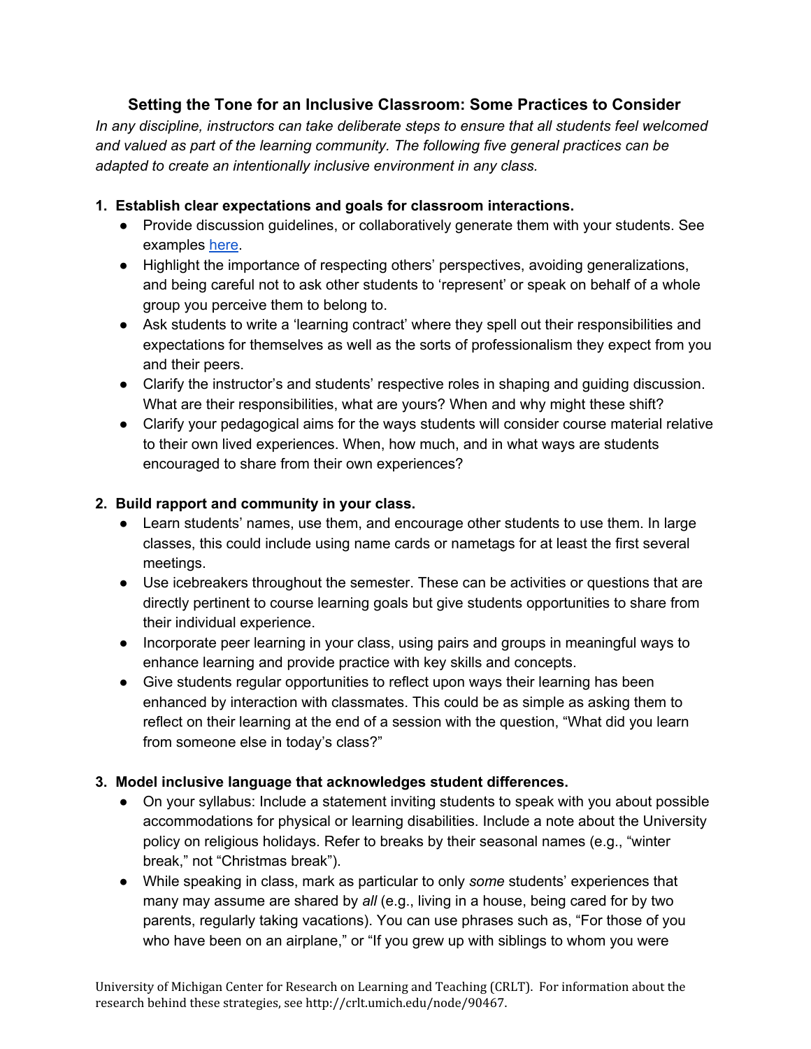# Setting the Tone for an Inclusive Classroom: Some Practices to Consider

*In any discipline, instructors can take deliberate steps to ensure that all students feel welcomed and valued as part of the learning community. The following five general practices can be adapted to create an intentionally inclusive environment in any class.*

1. **Establish clear expectations and goals for classroom interactions.**
   - Provide discussion guidelines, or collaboratively generate them with your students. See examples here.
   - Highlight the importance of respecting others' perspectives, avoiding generalizations, and being careful not to ask other students to 'represent' or speak on behalf of a whole group you perceive them to belong to.
   - Ask students to write a 'learning contract' where they spell out their responsibilities and expectations for themselves as well as the sorts of professionalism they expect from you and their peers.
   - Clarify the instructor's and students' respective roles in shaping and guiding discussion. What are their responsibilities, what are yours? When and why might these shift?
   - Clarify your pedagogical aims for the ways students will consider course material relative to their own lived experiences. When, how much, and in what ways are students encouraged to share from their own experiences?

2. **Build rapport and community in your class.**
   - Learn students' names, use them, and encourage other students to use them. In large classes, this could include using name cards or nametags for at least the first several meetings.
   - Use icebreakers throughout the semester. These can be activities or questions that are directly pertinent to course learning goals but give students opportunities to share from their individual experience.
   - Incorporate peer learning in your class, using pairs and groups in meaningful ways to enhance learning and provide practice with key skills and concepts.
   - Give students regular opportunities to reflect upon ways their learning has been enhanced by interaction with classmates. This could be as simple as asking them to reflect on their learning at the end of a session with the question, "What did you learn from someone else in today's class?"

3. **Model inclusive language that acknowledges student differences.**
   - On your syllabus: Include a statement inviting students to speak with you about possible accommodations for physical or learning disabilities. Include a note about the University policy on religious holidays. Refer to breaks by their seasonal names (e.g., "winter break," not "Christmas break").
   - While speaking in class, mark as particular to only *some* students' experiences that many may assume are shared by *all* (e.g., living in a house, being cared for by two parents, regularly taking vacations). You can use phrases such as, "For those of you who have been on an airplane," or "If you grew up with siblings to whom you were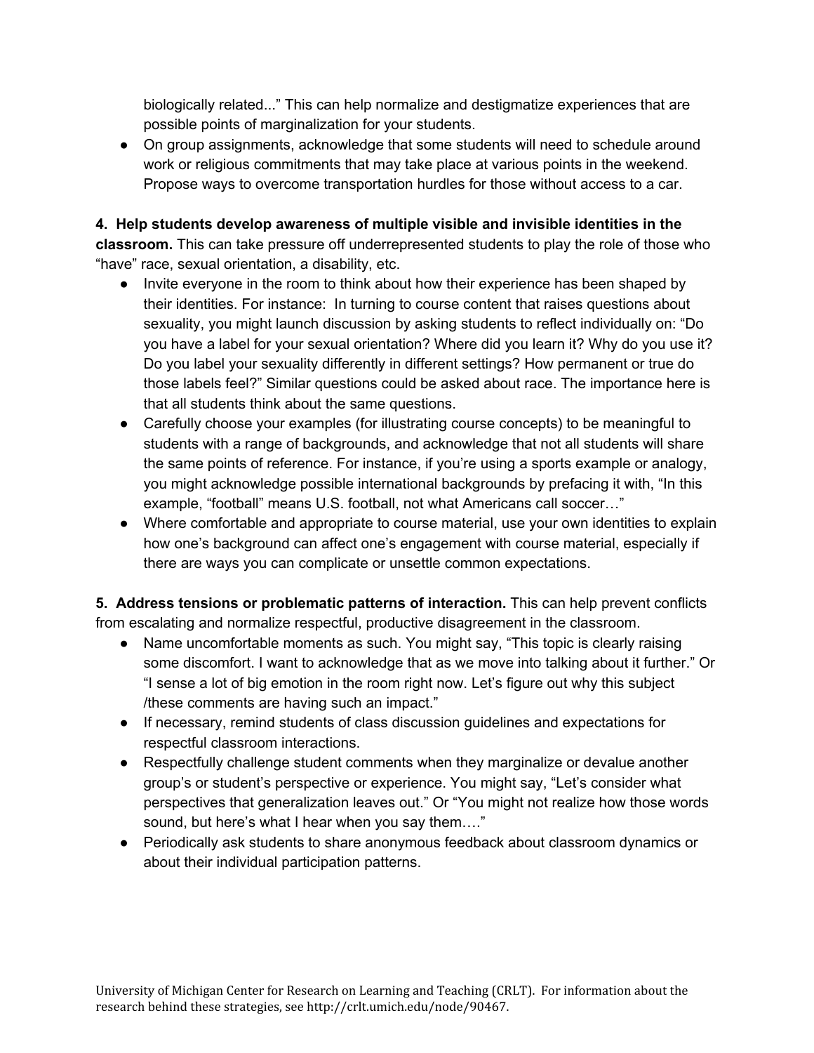biologically related..." This can help normalize and destigmatize experiences that are possible points of marginalization for your students.

- On group assignments, acknowledge that some students will need to schedule around work or religious commitments that may take place at various points in the weekend. Propose ways to overcome transportation hurdles for those without access to a car.

**4. Help students develop awareness of multiple visible and invisible identities in the classroom.** This can take pressure off underrepresented students to play the role of those who "have" race, sexual orientation, a disability, etc.

- Invite everyone in the room to think about how their experience has been shaped by their identities. For instance: In turning to course content that raises questions about sexuality, you might launch discussion by asking students to reflect individually on: "Do you have a label for your sexual orientation? Where did you learn it? Why do you use it? Do you label your sexuality differently in different settings? How permanent or true do those labels feel?" Similar questions could be asked about race. The importance here is that all students think about the same questions.
- Carefully choose your examples (for illustrating course concepts) to be meaningful to students with a range of backgrounds, and acknowledge that not all students will share the same points of reference. For instance, if you're using a sports example or analogy, you might acknowledge possible international backgrounds by prefacing it with, "In this example, "football" means U.S. football, not what Americans call soccer…"
- Where comfortable and appropriate to course material, use your own identities to explain how one's background can affect one's engagement with course material, especially if there are ways you can complicate or unsettle common expectations.

**5. Address tensions or problematic patterns of interaction.** This can help prevent conflicts from escalating and normalize respectful, productive disagreement in the classroom.

- Name uncomfortable moments as such. You might say, "This topic is clearly raising some discomfort. I want to acknowledge that as we move into talking about it further." Or "I sense a lot of big emotion in the room right now. Let's figure out why this subject /these comments are having such an impact."
- If necessary, remind students of class discussion guidelines and expectations for respectful classroom interactions.
- Respectfully challenge student comments when they marginalize or devalue another group's or student's perspective or experience. You might say, "Let's consider what perspectives that generalization leaves out." Or "You might not realize how those words sound, but here's what I hear when you say them…."
- Periodically ask students to share anonymous feedback about classroom dynamics or about their individual participation patterns.

University of Michigan Center for Research on Learning and Teaching (CRLT). For information about the research behind these strategies, see http://crlt.umich.edu/node/90467.